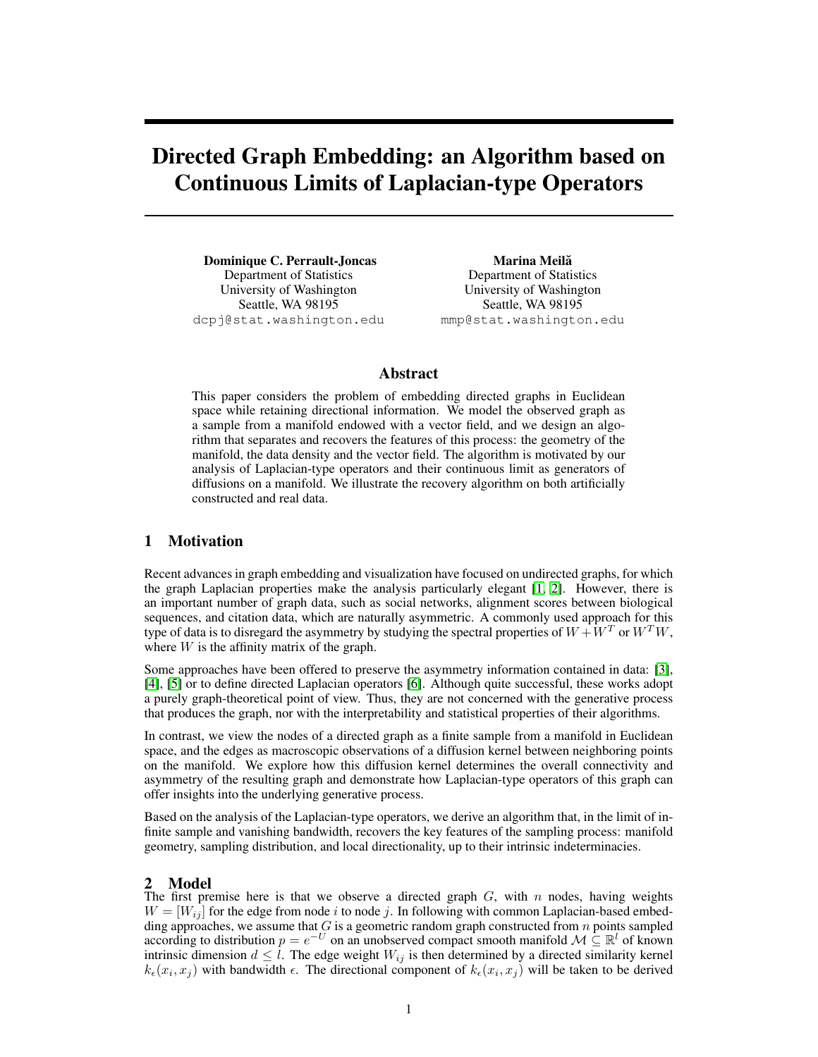# Directed Graph Embedding: an Algorithm based on Continuous Limits of Laplacian-type Operators

**Dominique C. Perrault-Joncas**
Department of Statistics
University of Washington
Seattle, WA 98195
dcpj@stat.washington.edu

**Marina Meilă**
Department of Statistics
University of Washington
Seattle, WA 98195
mmp@stat.washington.edu

## Abstract

This paper considers the problem of embedding directed graphs in Euclidean space while retaining directional information. We model the observed graph as a sample from a manifold endowed with a vector field, and we design an algorithm that separates and recovers the features of this process: the geometry of the manifold, the data density and the vector field. The algorithm is motivated by our analysis of Laplacian-type operators and their continuous limit as generators of diffusions on a manifold. We illustrate the recovery algorithm on both artificially constructed and real data.

## 1 Motivation

Recent advances in graph embedding and visualization have focused on undirected graphs, for which the graph Laplacian properties make the analysis particularly elegant [1, 2]. However, there is an important number of graph data, such as social networks, alignment scores between biological sequences, and citation data, which are naturally asymmetric. A commonly used approach for this type of data is to disregard the asymmetry by studying the spectral properties of $W + W^T$ or $W^T W$, where $W$ is the affinity matrix of the graph.

Some approaches have been offered to preserve the asymmetry information contained in data: [3], [4], [5] or to define directed Laplacian operators [6]. Although quite successful, these works adopt a purely graph-theoretical point of view. Thus, they are not concerned with the generative process that produces the graph, nor with the interpretability and statistical properties of their algorithms.

In contrast, we view the nodes of a directed graph as a finite sample from a manifold in Euclidean space, and the edges as macroscopic observations of a diffusion kernel between neighboring points on the manifold. We explore how this diffusion kernel determines the overall connectivity and asymmetry of the resulting graph and demonstrate how Laplacian-type operators of this graph can offer insights into the underlying generative process.

Based on the analysis of the Laplacian-type operators, we derive an algorithm that, in the limit of infinite sample and vanishing bandwidth, recovers the key features of the sampling process: manifold geometry, sampling distribution, and local directionality, up to their intrinsic indeterminacies.

## 2 Model

The first premise here is that we observe a directed graph $G$, with $n$ nodes, having weights $W = [W_{ij}]$ for the edge from node $i$ to node $j$. In following with common Laplacian-based embedding approaches, we assume that $G$ is a geometric random graph constructed from $n$ points sampled according to distribution $p = e^{-U}$ on an unobserved compact smooth manifold $\mathcal{M} \subseteq \mathbb{R}^l$ of known intrinsic dimension $d \leq l$. The edge weight $W_{ij}$ is then determined by a directed similarity kernel $k_\epsilon(x_i, x_j)$ with bandwidth $\epsilon$. The directional component of $k_\epsilon(x_i, x_j)$ will be taken to be derived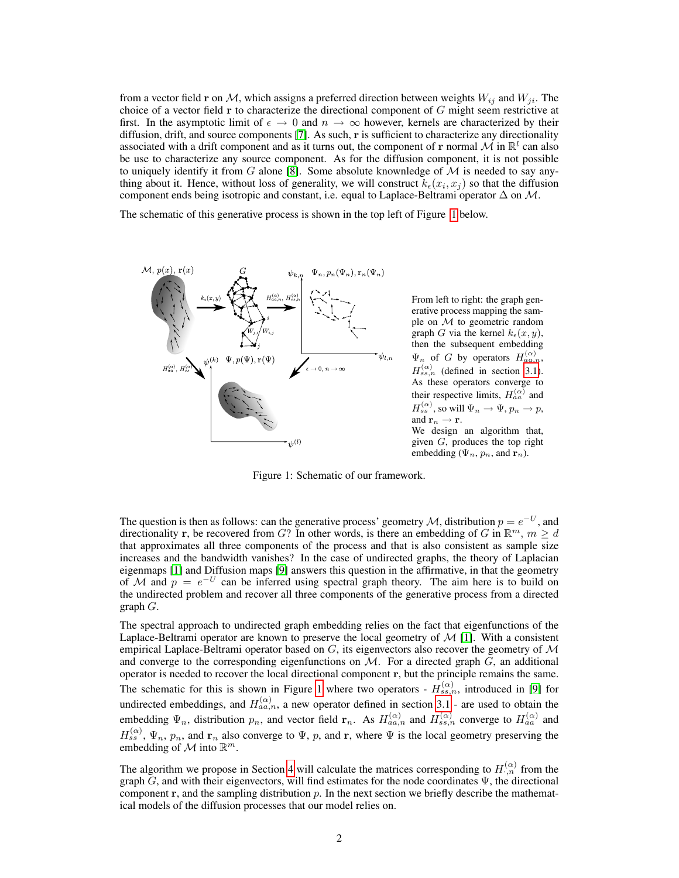from a vector field $\mathbf{r}$ on $\mathcal{M}$, which assigns a preferred direction between weights $W_{ij}$ and $W_{ji}$. The choice of a vector field $\mathbf{r}$ to characterize the directional component of $G$ might seem restrictive at first. In the asymptotic limit of $\epsilon \to 0$ and $n \to \infty$ however, kernels are characterized by their diffusion, drift, and source components [7]. As such, $\mathbf{r}$ is sufficient to characterize any directionality associated with a drift component and as it turns out, the component of $\mathbf{r}$ normal $\mathcal{M}$ in $\mathbb{R}^l$ can also be use to characterize any source component. As for the diffusion component, it is not possible to uniquely identify it from $G$ alone [8]. Some absolute knownledge of $\mathcal{M}$ is needed to say anything about it. Hence, without loss of generality, we will construct $k_\epsilon(x_i, x_j)$ so that the diffusion component ends being isotropic and constant, i.e. equal to Laplace-Beltrami operator $\Delta$ on $\mathcal{M}$.

The schematic of this generative process is shown in the top left of Figure 1 below.

From left to right: the graph generative process mapping the sample on $\mathcal{M}$ to geometric random graph $G$ via the kernel $k_\epsilon(x, y)$, then the subsequent embedding $\Psi_n$ of $G$ by operators $H^{(\alpha)}_{aa,n}$, $H^{(\alpha)}_{ss,n}$ (defined in section 3.1). As these operators converge to their respective limits, $H^{(\alpha)}_{aa}$ and $H^{(\alpha)}_{ss}$, so will $\Psi_n \to \Psi$, $p_n \to p$, and $\mathbf{r}_n \to \mathbf{r}$.
We design an algorithm that, given $G$, produces the top right embedding ($\Psi_n$, $p_n$, and $\mathbf{r}_n$).

Figure 1: Schematic of our framework.

The question is then as follows: can the generative process' geometry $\mathcal{M}$, distribution $p = e^{-U}$, and directionality $\mathbf{r}$, be recovered from $G$? In other words, is there an embedding of $G$ in $\mathbb{R}^m$, $m \geq d$ that approximates all three components of the process and that is also consistent as sample size increases and the bandwidth vanishes? In the case of undirected graphs, the theory of Laplacian eigenmaps [1] and Diffusion maps [9] answers this question in the affirmative, in that the geometry of $\mathcal{M}$ and $p = e^{-U}$ can be inferred using spectral graph theory. The aim here is to build on the undirected problem and recover all three components of the generative process from a directed graph $G$.

The spectral approach to undirected graph embedding relies on the fact that eigenfunctions of the Laplace-Beltrami operator are known to preserve the local geometry of $\mathcal{M}$ [1]. With a consistent empirical Laplace-Beltrami operator based on $G$, its eigenvectors also recover the geometry of $\mathcal{M}$ and converge to the corresponding eigenfunctions on $\mathcal{M}$. For a directed graph $G$, an additional operator is needed to recover the local directional component $\mathbf{r}$, but the principle remains the same. The schematic for this is shown in Figure 1 where two operators - $H^{(\alpha)}_{ss,n}$, introduced in [9] for undirected embeddings, and $H^{(\alpha)}_{aa,n}$, a new operator defined in section 3.1 - are used to obtain the embedding $\Psi_n$, distribution $p_n$, and vector field $\mathbf{r}_n$. As $H^{(\alpha)}_{aa,n}$ and $H^{(\alpha)}_{ss,n}$ converge to $H^{(\alpha)}_{aa}$ and $H^{(\alpha)}_{ss}$, $\Psi_n$, $p_n$, and $\mathbf{r}_n$ also converge to $\Psi$, $p$, and $\mathbf{r}$, where $\Psi$ is the local geometry preserving the embedding of $\mathcal{M}$ into $\mathbb{R}^m$.

The algorithm we propose in Section 4 will calculate the matrices corresponding to $H^{(\alpha)}_{\cdot,n}$ from the graph $G$, and with their eigenvectors, will find estimates for the node coordinates $\Psi$, the directional component $\mathbf{r}$, and the sampling distribution $p$. In the next section we briefly describe the mathematical models of the diffusion processes that our model relies on.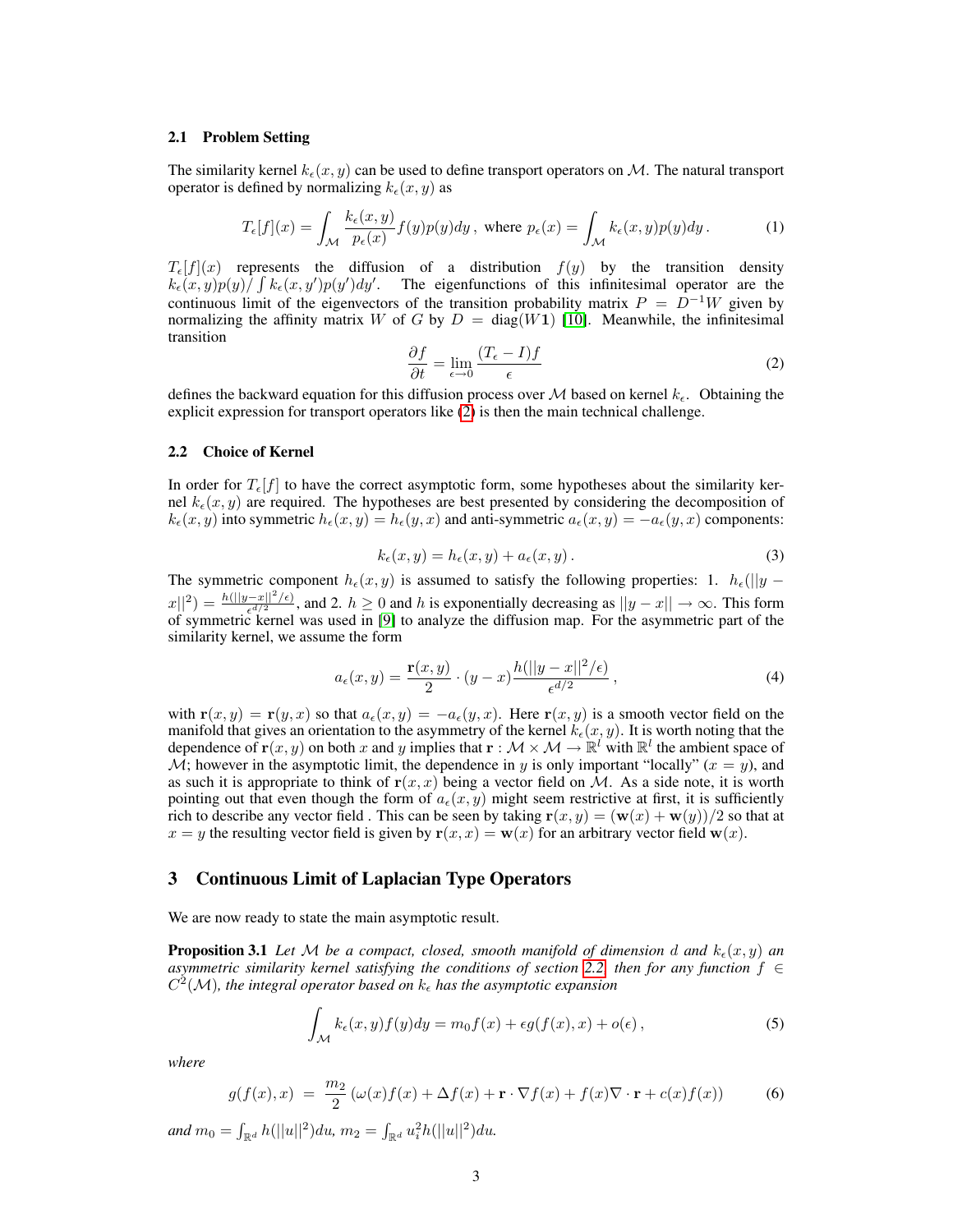### 2.1 Problem Setting

The similarity kernel $k_\epsilon(x, y)$ can be used to define transport operators on $\mathcal{M}$. The natural transport operator is defined by normalizing $k_\epsilon(x, y)$ as

$$T_\epsilon[f](x) = \int_{\mathcal{M}} \frac{k_\epsilon(x, y)}{p_\epsilon(x)} f(y)p(y)dy \,, \text{ where } p_\epsilon(x) = \int_{\mathcal{M}} k_\epsilon(x, y)p(y)dy \,. \tag{1}$$

$T_\epsilon[f](x)$ represents the diffusion of a distribution $f(y)$ by the transition density $k_\epsilon(x, y)p(y)/\int k_\epsilon(x, y')p(y')dy'$. The eigenfunctions of this infinitesimal operator are the continuous limit of the eigenvectors of the transition probability matrix $P = D^{-1}W$ given by normalizing the affinity matrix $W$ of $G$ by $D = \text{diag}(W\mathbf{1})$ [10]. Meanwhile, the infinitesimal transition

$$\frac{\partial f}{\partial t} = \lim_{\epsilon \to 0} \frac{(T_\epsilon - I)f}{\epsilon} \tag{2}$$

defines the backward equation for this diffusion process over $\mathcal{M}$ based on kernel $k_\epsilon$. Obtaining the explicit expression for transport operators like (2) is then the main technical challenge.

### 2.2 Choice of Kernel

In order for $T_\epsilon[f]$ to have the correct asymptotic form, some hypotheses about the similarity kernel $k_\epsilon(x, y)$ are required. The hypotheses are best presented by considering the decomposition of $k_\epsilon(x, y)$ into symmetric $h_\epsilon(x, y) = h_\epsilon(y, x)$ and anti-symmetric $a_\epsilon(x, y) = -a_\epsilon(y, x)$ components:

$$k_\epsilon(x, y) = h_\epsilon(x, y) + a_\epsilon(x, y) \,. \tag{3}$$

The symmetric component $h_\epsilon(x, y)$ is assumed to satisfy the following properties: 1. $h_\epsilon(||y - x||^2) = \frac{h(||y-x||^2/\epsilon)}{\epsilon^{d/2}}$, and 2. $h \geq 0$ and $h$ is exponentially decreasing as $||y - x|| \to \infty$. This form of symmetric kernel was used in [9] to analyze the diffusion map. For the asymmetric part of the similarity kernel, we assume the form

$$a_\epsilon(x, y) = \frac{\mathbf{r}(x, y)}{2} \cdot (y - x) \frac{h(||y - x||^2/\epsilon)}{\epsilon^{d/2}} \,, \tag{4}$$

with $\mathbf{r}(x, y) = \mathbf{r}(y, x)$ so that $a_\epsilon(x, y) = -a_\epsilon(y, x)$. Here $\mathbf{r}(x, y)$ is a smooth vector field on the manifold that gives an orientation to the asymmetry of the kernel $k_\epsilon(x, y)$. It is worth noting that the dependence of $\mathbf{r}(x, y)$ on both $x$ and $y$ implies that $\mathbf{r} : \mathcal{M} \times \mathcal{M} \to \mathbb{R}^l$ with $\mathbb{R}^l$ the ambient space of $\mathcal{M}$; however in the asymptotic limit, the dependence in $y$ is only important "locally" ($x = y$), and as such it is appropriate to think of $\mathbf{r}(x, x)$ being a vector field on $\mathcal{M}$. As a side note, it is worth pointing out that even though the form of $a_\epsilon(x, y)$ might seem restrictive at first, it is sufficiently rich to describe any vector field . This can be seen by taking $\mathbf{r}(x, y) = (\mathbf{w}(x) + \mathbf{w}(y))/2$ so that at $x = y$ the resulting vector field is given by $\mathbf{r}(x, x) = \mathbf{w}(x)$ for an arbitrary vector field $\mathbf{w}(x)$.

## 3 Continuous Limit of Laplacian Type Operators

We are now ready to state the main asymptotic result.

**Proposition 3.1** *Let $\mathcal{M}$ be a compact, closed, smooth manifold of dimension $d$ and $k_\epsilon(x, y)$ an asymmetric similarity kernel satisfying the conditions of section 2.2, then for any function $f \in C^2(\mathcal{M})$, the integral operator based on $k_\epsilon$ has the asymptotic expansion*

$$\int_{\mathcal{M}} k_\epsilon(x, y)f(y)dy = m_0 f(x) + \epsilon g(f(x), x) + o(\epsilon) \,, \tag{5}$$

*where*

$$g(f(x), x) \;=\; \frac{m_2}{2} \left( \omega(x)f(x) + \Delta f(x) + \mathbf{r} \cdot \nabla f(x) + f(x)\nabla \cdot \mathbf{r} + c(x)f(x) \right) \tag{6}$$

*and $m_0 = \int_{\mathbb{R}^d} h(||u||^2)du$, $m_2 = \int_{\mathbb{R}^d} u_i^2 h(||u||^2)du$.*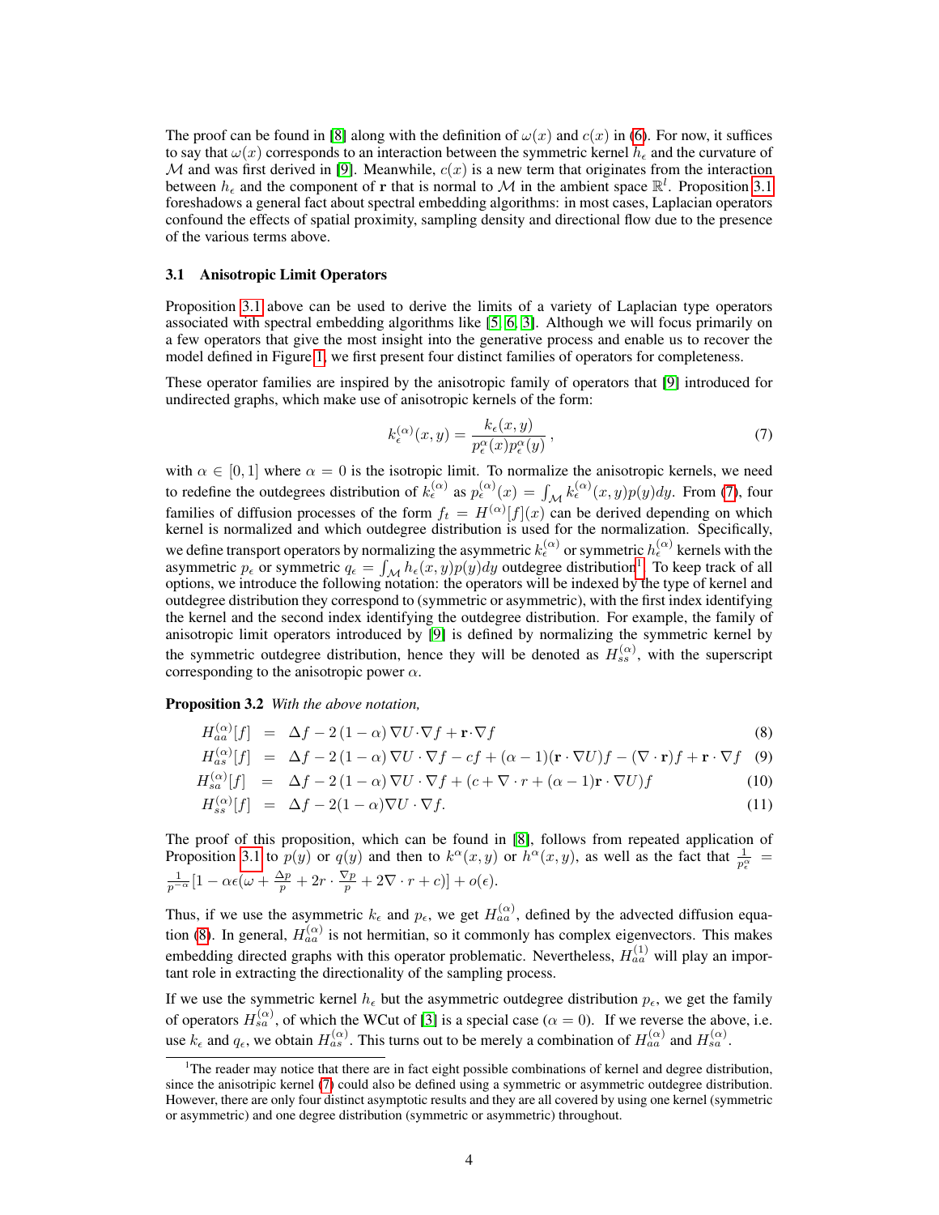The proof can be found in [8] along with the definition of $\omega(x)$ and $c(x)$ in (6). For now, it suffices to say that $\omega(x)$ corresponds to an interaction between the symmetric kernel $h_\epsilon$ and the curvature of $\mathcal{M}$ and was first derived in [9]. Meanwhile, $c(x)$ is a new term that originates from the interaction between $h_\epsilon$ and the component of $\mathbf{r}$ that is normal to $\mathcal{M}$ in the ambient space $\mathbb{R}^l$. Proposition 3.1 foreshadows a general fact about spectral embedding algorithms: in most cases, Laplacian operators confound the effects of spatial proximity, sampling density and directional flow due to the presence of the various terms above.

### 3.1 Anisotropic Limit Operators

Proposition 3.1 above can be used to derive the limits of a variety of Laplacian type operators associated with spectral embedding algorithms like [5, 6, 3]. Although we will focus primarily on a few operators that give the most insight into the generative process and enable us to recover the model defined in Figure 1, we first present four distinct families of operators for completeness.

These operator families are inspired by the anisotropic family of operators that [9] introduced for undirected graphs, which make use of anisotropic kernels of the form:

$$k_\epsilon^{(\alpha)}(x,y) = \frac{k_\epsilon(x,y)}{p_\epsilon^\alpha(x) p_\epsilon^\alpha(y)}, \tag{7}$$

with $\alpha \in [0,1]$ where $\alpha = 0$ is the isotropic limit. To normalize the anisotropic kernels, we need to redefine the outdegrees distribution of $k_\epsilon^{(\alpha)}$ as $p_\epsilon^{(\alpha)}(x) = \int_{\mathcal{M}} k_\epsilon^{(\alpha)}(x,y)p(y)dy$. From (7), four families of diffusion processes of the form $f_t = H^{(\alpha)}[f](x)$ can be derived depending on which kernel is normalized and which outdegree distribution is used for the normalization. Specifically, we define transport operators by normalizing the asymmetric $k_\epsilon^{(\alpha)}$ or symmetric $h_\epsilon^{(\alpha)}$ kernels with the asymmetric $p_\epsilon$ or symmetric $q_\epsilon = \int_{\mathcal{M}} h_\epsilon(x,y)p(y)dy$ outdegree distribution[1]. To keep track of all options, we introduce the following notation: the operators will be indexed by the type of kernel and outdegree distribution they correspond to (symmetric or asymmetric), with the first index identifying the kernel and the second index identifying the outdegree distribution. For example, the family of anisotropic limit operators introduced by [9] is defined by normalizing the symmetric kernel by the symmetric outdegree distribution, hence they will be denoted as $H_{ss}^{(\alpha)}$, with the superscript corresponding to the anisotropic power $\alpha$.

**Proposition 3.2** *With the above notation,*

$$H_{aa}^{(\alpha)}[f] = \Delta f - 2(1-\alpha)\nabla U \cdot \nabla f + \mathbf{r} \cdot \nabla f \tag{8}$$

$$H_{as}^{(\alpha)}[f] = \Delta f - 2(1-\alpha)\nabla U \cdot \nabla f - cf + (\alpha - 1)(\mathbf{r} \cdot \nabla U)f - (\nabla \cdot \mathbf{r})f + \mathbf{r} \cdot \nabla f \tag{9}$$

$$H_{sa}^{(\alpha)}[f] = \Delta f - 2(1-\alpha)\nabla U \cdot \nabla f + (c + \nabla \cdot r + (\alpha - 1)\mathbf{r} \cdot \nabla U)f \tag{10}$$

$$H_{ss}^{(\alpha)}[f] = \Delta f - 2(1-\alpha)\nabla U \cdot \nabla f. \tag{11}$$

The proof of this proposition, which can be found in [8], follows from repeated application of Proposition 3.1 to $p(y)$ or $q(y)$ and then to $k^\alpha(x,y)$ or $h^\alpha(x,y)$, as well as the fact that $\frac{1}{p_\epsilon^\alpha} = \frac{1}{p^{-\alpha}}[1 - \alpha\epsilon(\omega + \frac{\Delta p}{p} + 2r \cdot \frac{\nabla p}{p} + 2\nabla \cdot r + c)] + o(\epsilon)$.

Thus, if we use the asymmetric $k_\epsilon$ and $p_\epsilon$, we get $H_{aa}^{(\alpha)}$, defined by the advected diffusion equation (8). In general, $H_{aa}^{(\alpha)}$ is not hermitian, so it commonly has complex eigenvectors. This makes embedding directed graphs with this operator problematic. Nevertheless, $H_{aa}^{(1)}$ will play an important role in extracting the directionality of the sampling process.

If we use the symmetric kernel $h_\epsilon$ but the asymmetric outdegree distribution $p_\epsilon$, we get the family of operators $H_{sa}^{(\alpha)}$, of which the WCut of [3] is a special case ($\alpha = 0$). If we reverse the above, i.e. use $k_\epsilon$ and $q_\epsilon$, we obtain $H_{as}^{(\alpha)}$. This turns out to be merely a combination of $H_{aa}^{(\alpha)}$ and $H_{sa}^{(\alpha)}$.

[1] The reader may notice that there are in fact eight possible combinations of kernel and degree distribution, since the anisotripic kernel (7) could also be defined using a symmetric or asymmetric outdegree distribution. However, there are only four distinct asymptotic results and they are all covered by using one kernel (symmetric or asymmetric) and one degree distribution (symmetric or asymmetric) throughout.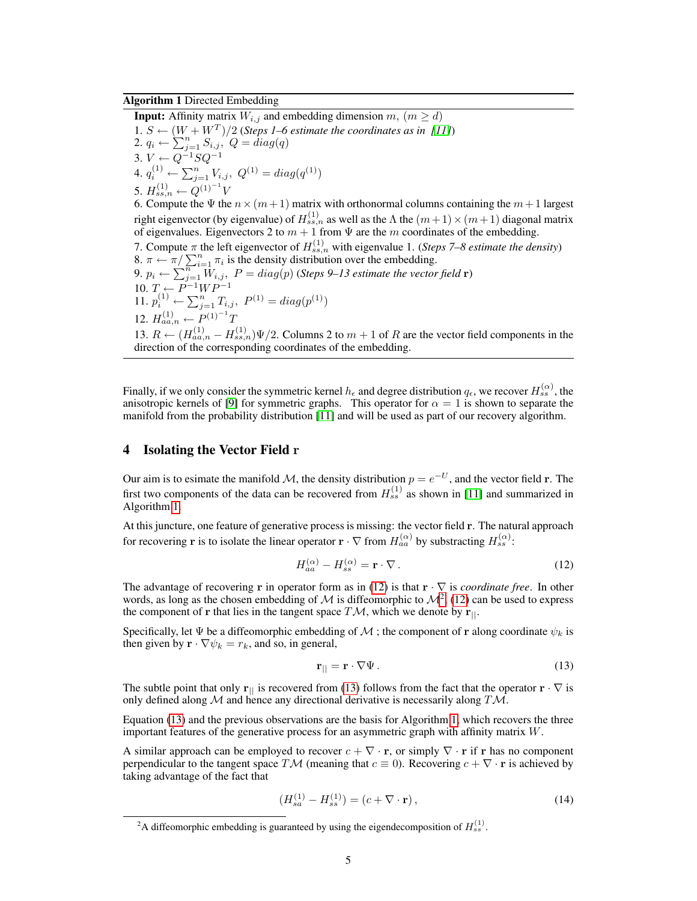**Algorithm 1** Directed Embedding

**Input:** Affinity matrix $W_{i,j}$ and embedding dimension $m$, $(m \geq d)$

1. $S \leftarrow (W + W^T)/2$ (*Steps 1–6 estimate the coordinates as in [11]*)
2. $q_i \leftarrow \sum_{j=1}^{n} S_{i,j},\ Q = diag(q)$
3. $V \leftarrow Q^{-1} S Q^{-1}$
4. $q_i^{(1)} \leftarrow \sum_{j=1}^{n} V_{i,j},\ Q^{(1)} = diag(q^{(1)})$
5. $H_{ss,n}^{(1)} \leftarrow {Q^{(1)}}^{-1} V$
6. Compute the $\Psi$ the $n \times (m+1)$ matrix with orthonormal columns containing the $m+1$ largest right eigenvector (by eigenvalue) of $H_{ss,n}^{(1)}$ as well as the $\Lambda$ the $(m+1) \times (m+1)$ diagonal matrix of eigenvalues. Eigenvectors 2 to $m+1$ from $\Psi$ are the $m$ coordinates of the embedding.
7. Compute $\pi$ the left eigenvector of $H_{ss,n}^{(1)}$ with eigenvalue 1. (*Steps 7–8 estimate the density*)
8. $\pi \leftarrow \pi / \sum_{i=1}^{n} \pi_i$ is the density distribution over the embedding.
9. $p_i \leftarrow \sum_{j=1}^{n} W_{i,j},\ P = diag(p)$ (*Steps 9–13 estimate the vector field* $\mathbf{r}$)
10. $T \leftarrow P^{-1} W P^{-1}$
11. $p_i^{(1)} \leftarrow \sum_{j=1}^{n} T_{i,j},\ P^{(1)} = diag(p^{(1)})$
12. $H_{aa,n}^{(1)} \leftarrow {P^{(1)}}^{-1} T$
13. $R \leftarrow (H_{aa,n}^{(1)} - H_{ss,n}^{(1)})\Psi/2$. Columns 2 to $m+1$ of $R$ are the vector field components in the direction of the corresponding coordinates of the embedding.

Finally, if we only consider the symmetric kernel $h_\epsilon$ and degree distribution $q_\epsilon$, we recover $H_{ss}^{(\alpha)}$, the anisotropic kernels of [9] for symmetric graphs. This operator for $\alpha = 1$ is shown to separate the manifold from the probability distribution [11] and will be used as part of our recovery algorithm.

## 4 Isolating the Vector Field r

Our aim is to esimate the manifold $\mathcal{M}$, the density distribution $p = e^{-U}$, and the vector field $\mathbf{r}$. The first two components of the data can be recovered from $H_{ss}^{(1)}$ as shown in [11] and summarized in Algorithm 1.

At this juncture, one feature of generative process is missing: the vector field $\mathbf{r}$. The natural approach for recovering $\mathbf{r}$ is to isolate the linear operator $\mathbf{r} \cdot \nabla$ from $H_{aa}^{(\alpha)}$ by substracting $H_{ss}^{(\alpha)}$:

$$H_{aa}^{(\alpha)} - H_{ss}^{(\alpha)} = \mathbf{r} \cdot \nabla \,. \tag{12}$$

The advantage of recovering $\mathbf{r}$ in operator form as in (12) is that $\mathbf{r} \cdot \nabla$ is *coordinate free*. In other words, as long as the chosen embedding of $\mathcal{M}$ is diffeomorphic to $\mathcal{M}$[2], (12) can be used to express the component of $\mathbf{r}$ that lies in the tangent space $T\mathcal{M}$, which we denote by $\mathbf{r}_{||}$.

Specifically, let $\Psi$ be a diffeomorphic embedding of $\mathcal{M}$ ; the component of $\mathbf{r}$ along coordinate $\psi_k$ is then given by $\mathbf{r} \cdot \nabla \psi_k = r_k$, and so, in general,

$$\mathbf{r}_{||} = \mathbf{r} \cdot \nabla \Psi \,. \tag{13}$$

The subtle point that only $\mathbf{r}_{||}$ is recovered from (13) follows from the fact that the operator $\mathbf{r} \cdot \nabla$ is only defined along $\mathcal{M}$ and hence any directional derivative is necessarily along $T\mathcal{M}$.

Equation (13) and the previous observations are the basis for Algorithm 1, which recovers the three important features of the generative process for an asymmetric graph with affinity matrix $W$.

A similar approach can be employed to recover $c + \nabla \cdot \mathbf{r}$, or simply $\nabla \cdot \mathbf{r}$ if $\mathbf{r}$ has no component perpendicular to the tangent space $T\mathcal{M}$ (meaning that $c \equiv 0$). Recovering $c + \nabla \cdot \mathbf{r}$ is achieved by taking advantage of the fact that

$$(H_{sa}^{(1)} - H_{ss}^{(1)}) = (c + \nabla \cdot \mathbf{r}) \,, \tag{14}$$

[2] A diffeomorphic embedding is guaranteed by using the eigendecomposition of $H_{ss}^{(1)}$.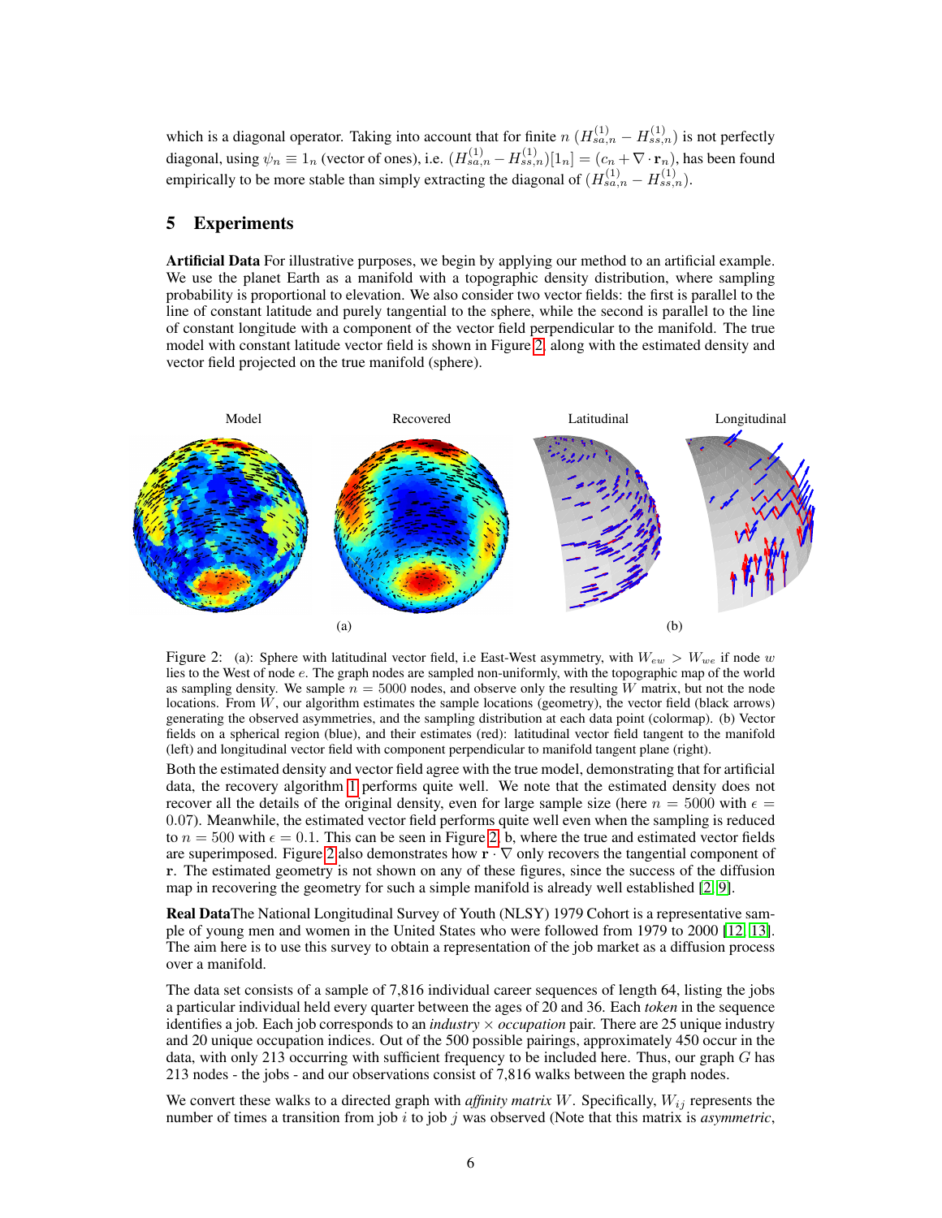which is a diagonal operator. Taking into account that for finite $n$ $(H^{(1)}_{sa,n} - H^{(1)}_{ss,n})$ is not perfectly diagonal, using $\psi_n \equiv 1_n$ (vector of ones), i.e. $(H^{(1)}_{sa,n} - H^{(1)}_{ss,n})[1_n] = (c_n + \nabla \cdot \mathbf{r}_n)$, has been found empirically to be more stable than simply extracting the diagonal of $(H^{(1)}_{sa,n} - H^{(1)}_{ss,n})$.

## 5 Experiments

**Artificial Data** For illustrative purposes, we begin by applying our method to an artificial example. We use the planet Earth as a manifold with a topographic density distribution, where sampling probability is proportional to elevation. We also consider two vector fields: the first is parallel to the line of constant latitude and purely tangential to the sphere, while the second is parallel to the line of constant longitude with a component of the vector field perpendicular to the manifold. The true model with constant latitude vector field is shown in Figure 2, along with the estimated density and vector field projected on the true manifold (sphere).

Model Recovered Latitudinal Longitudinal

(a) (b)

Figure 2: (a): Sphere with latitudinal vector field, i.e East-West asymmetry, with $W_{ew} > W_{we}$ if node $w$ lies to the West of node $e$. The graph nodes are sampled non-uniformly, with the topographic map of the world as sampling density. We sample $n = 5000$ nodes, and observe only the resulting $W$ matrix, but not the node locations. From $W$, our algorithm estimates the sample locations (geometry), the vector field (black arrows) generating the observed asymmetries, and the sampling distribution at each data point (colormap). (b) Vector fields on a spherical region (blue), and their estimates (red): latitudinal vector field tangent to the manifold (left) and longitudinal vector field with component perpendicular to manifold tangent plane (right).

Both the estimated density and vector field agree with the true model, demonstrating that for artificial data, the recovery algorithm 1 performs quite well. We note that the estimated density does not recover all the details of the original density, even for large sample size (here $n = 5000$ with $\epsilon = 0.07$). Meanwhile, the estimated vector field performs quite well even when the sampling is reduced to $n = 500$ with $\epsilon = 0.1$. This can be seen in Figure 2, b, where the true and estimated vector fields are superimposed. Figure 2 also demonstrates how $\mathbf{r} \cdot \nabla$ only recovers the tangential component of $\mathbf{r}$. The estimated geometry is not shown on any of these figures, since the success of the diffusion map in recovering the geometry for such a simple manifold is already well established [2, 9].

**Real Data** The National Longitudinal Survey of Youth (NLSY) 1979 Cohort is a representative sample of young men and women in the United States who were followed from 1979 to 2000 [12, 13]. The aim here is to use this survey to obtain a representation of the job market as a diffusion process over a manifold.

The data set consists of a sample of 7,816 individual career sequences of length 64, listing the jobs a particular individual held every quarter between the ages of 20 and 36. Each *token* in the sequence identifies a job. Each job corresponds to an *industry* × *occupation* pair. There are 25 unique industry and 20 unique occupation indices. Out of the 500 possible pairings, approximately 450 occur in the data, with only 213 occurring with sufficient frequency to be included here. Thus, our graph $G$ has 213 nodes - the jobs - and our observations consist of 7,816 walks between the graph nodes.

We convert these walks to a directed graph with *affinity matrix* $W$. Specifically, $W_{ij}$ represents the number of times a transition from job $i$ to job $j$ was observed (Note that this matrix is *asymmetric*,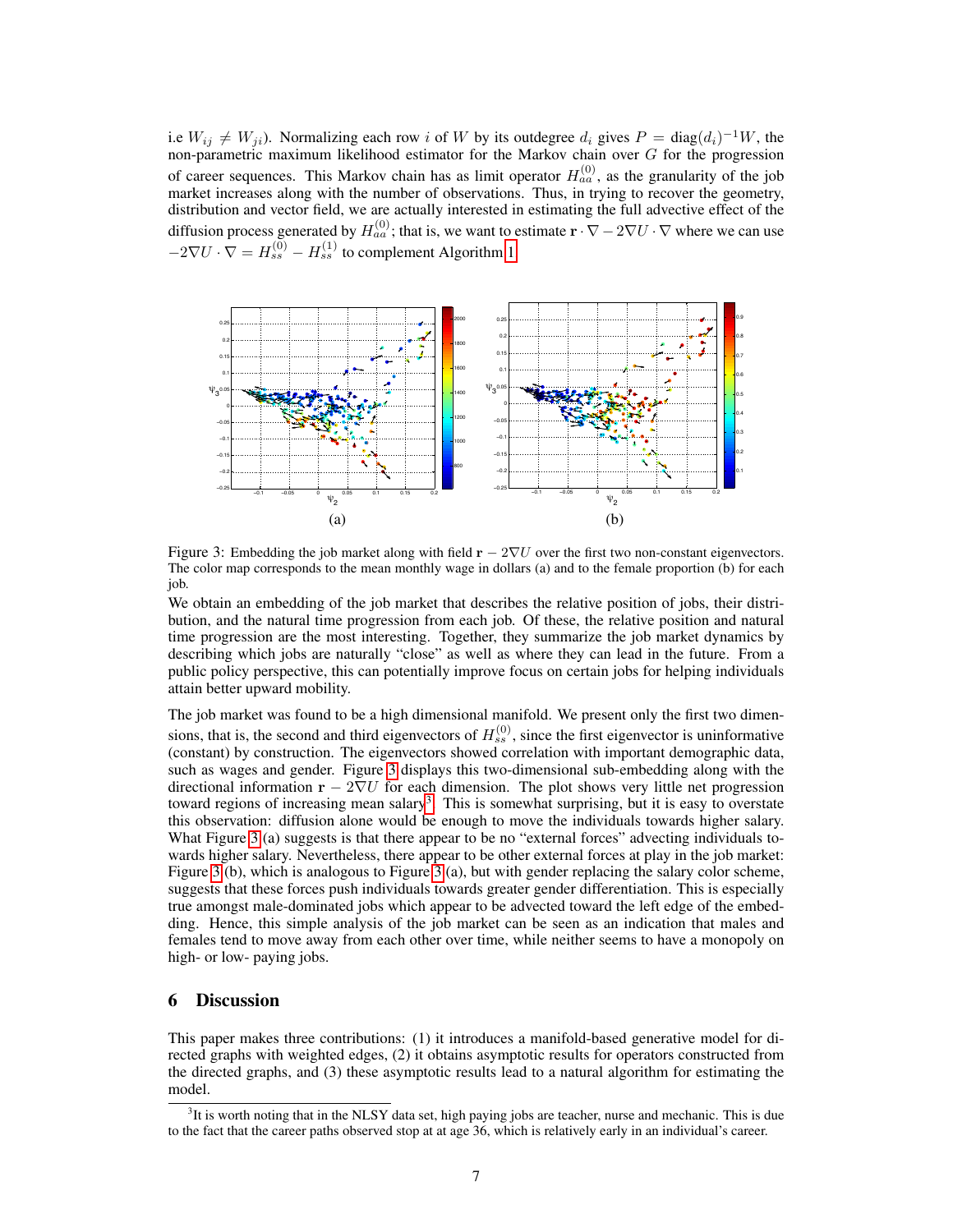i.e $W_{ij} \neq W_{ji}$). Normalizing each row $i$ of $W$ by its outdegree $d_i$ gives $P = \text{diag}(d_i)^{-1}W$, the non-parametric maximum likelihood estimator for the Markov chain over $G$ for the progression of career sequences. This Markov chain has as limit operator $H_{aa}^{(0)}$, as the granularity of the job market increases along with the number of observations. Thus, in trying to recover the geometry, distribution and vector field, we are actually interested in estimating the full advective effect of the diffusion process generated by $H_{aa}^{(0)}$; that is, we want to estimate $\mathbf{r} \cdot \nabla - 2\nabla U \cdot \nabla$ where we can use $-2\nabla U \cdot \nabla = H_{ss}^{(0)} - H_{ss}^{(1)}$ to complement Algorithm 1.

Figure 3: Embedding the job market along with field $\mathbf{r} - 2\nabla U$ over the first two non-constant eigenvectors. The color map corresponds to the mean monthly wage in dollars (a) and to the female proportion (b) for each job.

We obtain an embedding of the job market that describes the relative position of jobs, their distribution, and the natural time progression from each job. Of these, the relative position and natural time progression are the most interesting. Together, they summarize the job market dynamics by describing which jobs are naturally "close" as well as where they can lead in the future. From a public policy perspective, this can potentially improve focus on certain jobs for helping individuals attain better upward mobility.

The job market was found to be a high dimensional manifold. We present only the first two dimensions, that is, the second and third eigenvectors of $H_{ss}^{(0)}$, since the first eigenvector is uninformative (constant) by construction. The eigenvectors showed correlation with important demographic data, such as wages and gender. Figure 3 displays this two-dimensional sub-embedding along with the directional information $\mathbf{r} - 2\nabla U$ for each dimension. The plot shows very little net progression toward regions of increasing mean salary[3]. This is somewhat surprising, but it is easy to overstate this observation: diffusion alone would be enough to move the individuals towards higher salary. What Figure 3 (a) suggests is that there appear to be no "external forces" advecting individuals towards higher salary. Nevertheless, there appear to be other external forces at play in the job market: Figure 3 (b), which is analogous to Figure 3 (a), but with gender replacing the salary color scheme, suggests that these forces push individuals towards greater gender differentiation. This is especially true amongst male-dominated jobs which appear to be advected toward the left edge of the embedding. Hence, this simple analysis of the job market can be seen as an indication that males and females tend to move away from each other over time, while neither seems to have a monopoly on high- or low- paying jobs.

## 6 Discussion

This paper makes three contributions: (1) it introduces a manifold-based generative model for directed graphs with weighted edges, (2) it obtains asymptotic results for operators constructed from the directed graphs, and (3) these asymptotic results lead to a natural algorithm for estimating the model.

[3] It is worth noting that in the NLSY data set, high paying jobs are teacher, nurse and mechanic. This is due to the fact that the career paths observed stop at at age 36, which is relatively early in an individual's career.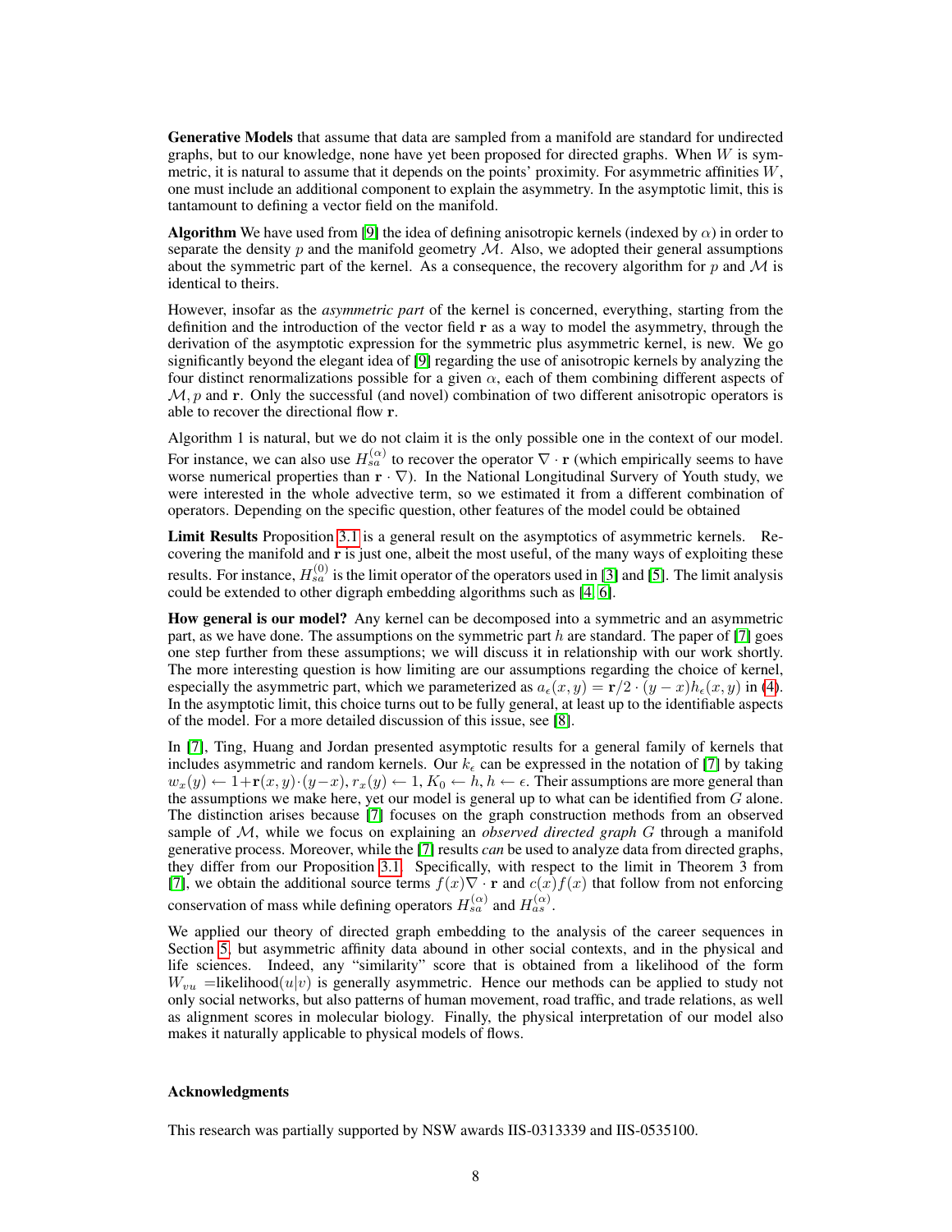**Generative Models** that assume that data are sampled from a manifold are standard for undirected graphs, but to our knowledge, none have yet been proposed for directed graphs. When $W$ is symmetric, it is natural to assume that it depends on the points' proximity. For asymmetric affinities $W$, one must include an additional component to explain the asymmetry. In the asymptotic limit, this is tantamount to defining a vector field on the manifold.

**Algorithm** We have used from [9] the idea of defining anisotropic kernels (indexed by $\alpha$) in order to separate the density $p$ and the manifold geometry $\mathcal{M}$. Also, we adopted their general assumptions about the symmetric part of the kernel. As a consequence, the recovery algorithm for $p$ and $\mathcal{M}$ is identical to theirs.

However, insofar as the *asymmetric part* of the kernel is concerned, everything, starting from the definition and the introduction of the vector field $\mathbf{r}$ as a way to model the asymmetry, through the derivation of the asymptotic expression for the symmetric plus asymmetric kernel, is new. We go significantly beyond the elegant idea of [9] regarding the use of anisotropic kernels by analyzing the four distinct renormalizations possible for a given $\alpha$, each of them combining different aspects of $\mathcal{M}, p$ and $\mathbf{r}$. Only the successful (and novel) combination of two different anisotropic operators is able to recover the directional flow $\mathbf{r}$.

Algorithm 1 is natural, but we do not claim it is the only possible one in the context of our model. For instance, we can also use $H_{sa}^{(\alpha)}$ to recover the operator $\nabla \cdot \mathbf{r}$ (which empirically seems to have worse numerical properties than $\mathbf{r} \cdot \nabla$). In the National Longitudinal Survery of Youth study, we were interested in the whole advective term, so we estimated it from a different combination of operators. Depending on the specific question, other features of the model could be obtained

**Limit Results** Proposition 3.1 is a general result on the asymptotics of asymmetric kernels. Recovering the manifold and $\mathbf{r}$ is just one, albeit the most useful, of the many ways of exploiting these results. For instance, $H_{sa}^{(0)}$ is the limit operator of the operators used in [3] and [5]. The limit analysis could be extended to other digraph embedding algorithms such as [4, 6].

**How general is our model?** Any kernel can be decomposed into a symmetric and an asymmetric part, as we have done. The assumptions on the symmetric part $h$ are standard. The paper of [7] goes one step further from these assumptions; we will discuss it in relationship with our work shortly. The more interesting question is how limiting are our assumptions regarding the choice of kernel, especially the asymmetric part, which we parameterized as $a_\epsilon(x, y) = \mathbf{r}/2 \cdot (y - x)h_\epsilon(x, y)$ in (4). In the asymptotic limit, this choice turns out to be fully general, at least up to the identifiable aspects of the model. For a more detailed discussion of this issue, see [8].

In [7], Ting, Huang and Jordan presented asymptotic results for a general family of kernels that includes asymmetric and random kernels. Our $k_\epsilon$ can be expressed in the notation of [7] by taking $w_x(y) \leftarrow 1+\mathbf{r}(x, y)\cdot(y-x)$, $r_x(y) \leftarrow 1$, $K_0 \leftarrow h, h \leftarrow \epsilon$. Their assumptions are more general than the assumptions we make here, yet our model is general up to what can be identified from $G$ alone. The distinction arises because [7] focuses on the graph construction methods from an observed sample of $\mathcal{M}$, while we focus on explaining an *observed directed graph* $G$ through a manifold generative process. Moreover, while the [7] results *can* be used to analyze data from directed graphs, they differ from our Proposition 3.1. Specifically, with respect to the limit in Theorem 3 from [7], we obtain the additional source terms $f(x)\nabla \cdot \mathbf{r}$ and $c(x)f(x)$ that follow from not enforcing conservation of mass while defining operators $H_{sa}^{(\alpha)}$ and $H_{as}^{(\alpha)}$.

We applied our theory of directed graph embedding to the analysis of the career sequences in Section 5, but asymmetric affinity data abound in other social contexts, and in the physical and life sciences. Indeed, any "similarity" score that is obtained from a likelihood of the form $W_{vu}$ =likelihood$(u|v)$ is generally asymmetric. Hence our methods can be applied to study not only social networks, but also patterns of human movement, road traffic, and trade relations, as well as alignment scores in molecular biology. Finally, the physical interpretation of our model also makes it naturally applicable to physical models of flows.

## Acknowledgments

This research was partially supported by NSW awards IIS-0313339 and IIS-0535100.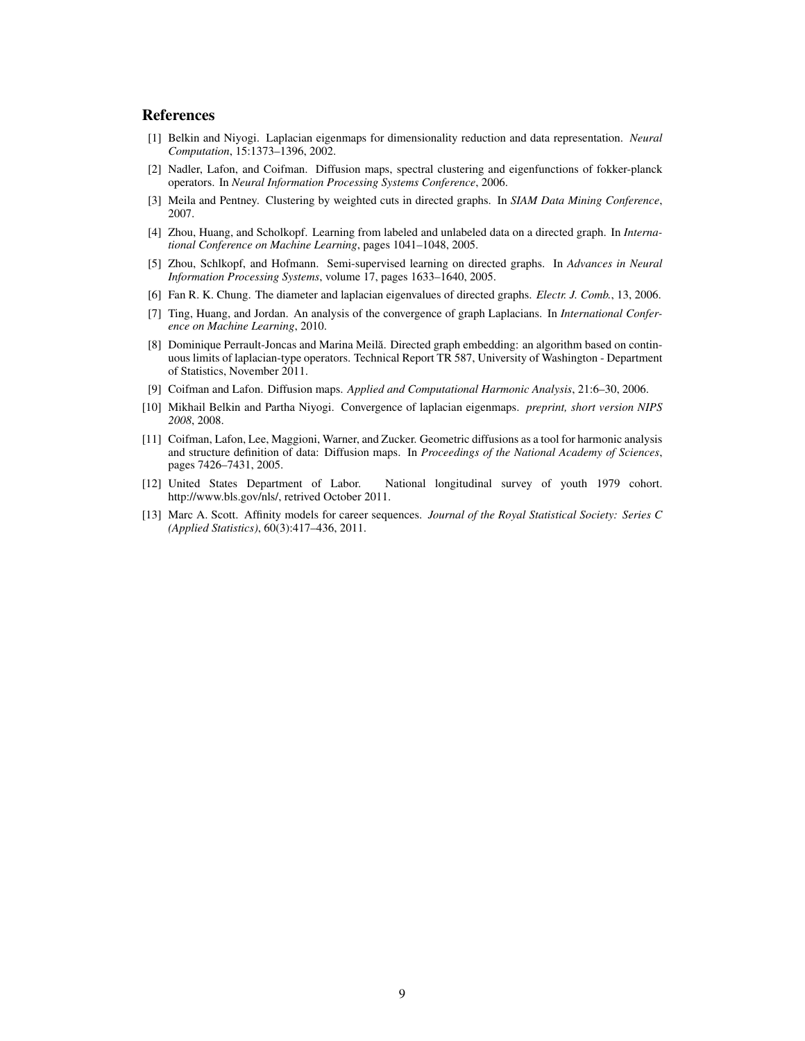## References

[1] Belkin and Niyogi. Laplacian eigenmaps for dimensionality reduction and data representation. *Neural Computation*, 15:1373–1396, 2002.

[2] Nadler, Lafon, and Coifman. Diffusion maps, spectral clustering and eigenfunctions of fokker-planck operators. In *Neural Information Processing Systems Conference*, 2006.

[3] Meila and Pentney. Clustering by weighted cuts in directed graphs. In *SIAM Data Mining Conference*, 2007.

[4] Zhou, Huang, and Scholkopf. Learning from labeled and unlabeled data on a directed graph. In *International Conference on Machine Learning*, pages 1041–1048, 2005.

[5] Zhou, Schlkopf, and Hofmann. Semi-supervised learning on directed graphs. In *Advances in Neural Information Processing Systems*, volume 17, pages 1633–1640, 2005.

[6] Fan R. K. Chung. The diameter and laplacian eigenvalues of directed graphs. *Electr. J. Comb.*, 13, 2006.

[7] Ting, Huang, and Jordan. An analysis of the convergence of graph Laplacians. In *International Conference on Machine Learning*, 2010.

[8] Dominique Perrault-Joncas and Marina Meilă. Directed graph embedding: an algorithm based on continuous limits of laplacian-type operators. Technical Report TR 587, University of Washington - Department of Statistics, November 2011.

[9] Coifman and Lafon. Diffusion maps. *Applied and Computational Harmonic Analysis*, 21:6–30, 2006.

[10] Mikhail Belkin and Partha Niyogi. Convergence of laplacian eigenmaps. *preprint, short version NIPS 2008*, 2008.

[11] Coifman, Lafon, Lee, Maggioni, Warner, and Zucker. Geometric diffusions as a tool for harmonic analysis and structure definition of data: Diffusion maps. In *Proceedings of the National Academy of Sciences*, pages 7426–7431, 2005.

[12] United States Department of Labor. National longitudinal survey of youth 1979 cohort. http://www.bls.gov/nls/, retrived October 2011.

[13] Marc A. Scott. Affinity models for career sequences. *Journal of the Royal Statistical Society: Series C (Applied Statistics)*, 60(3):417–436, 2011.